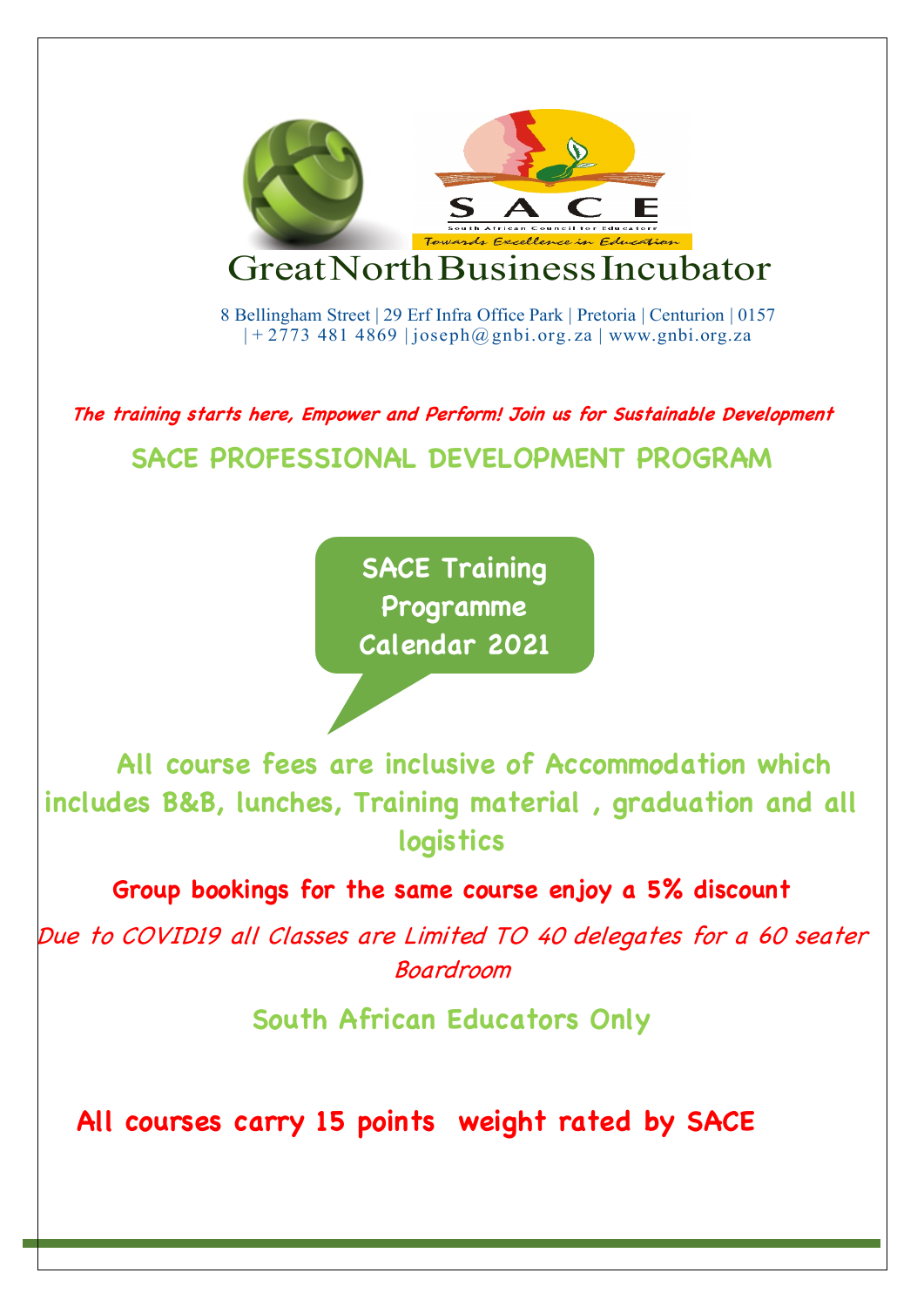# Great North Business Incubator

8 Bellingham Street | 29 Erf Infra Office Park | Pretoria | Centurion | 0157 | + 2773 481 4869 | joseph@gnbi.org.za | www.gnbi.org.za

***The training starts here, Empower and Perform! Join us for Sustainable Development***

## SACE PROFESSIONAL DEVELOPMENT PROGRAM

**SACE Training Programme Calendar 2021**

**All course fees are inclusive of Accommodation which includes B&B, lunches, Training material , graduation and all logistics**

**Group bookings for the same course enjoy a 5% discount**

*Due to COVID19 all Classes are Limited TO 40 delegates for a 60 seater Boardroom*

**South African Educators Only**

**All courses carry 15 points weight rated by SACE**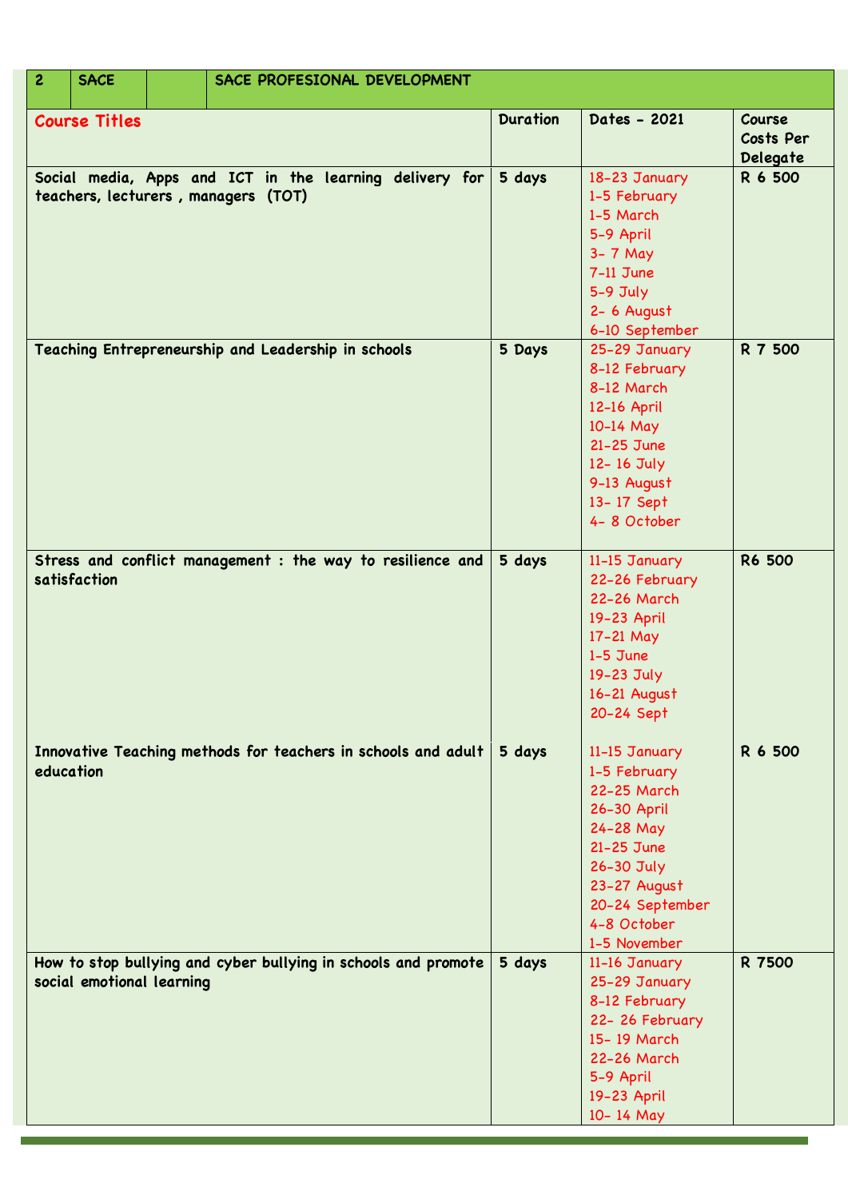| 2 | SACE | | SACE PROFESIONAL DEVELOPMENT | | | |
|---|---|---|---|---|---|---|
| **Course Titles** | | | | **Duration** | **Dates - 2021** | **Course Costs Per Delegate** |
| **Social media, Apps and ICT in the learning delivery for teachers, lecturers , managers (TOT)** | | | | 5 days | 18-23 January<br>1-5 February<br>1-5 March<br>5-9 April<br>3- 7 May<br>7-11 June<br>5-9 July<br>2- 6 August<br>6-10 September | R 6 500 |
| **Teaching Entrepreneurship and Leadership in schools** | | | | 5 Days | 25-29 January<br>8-12 February<br>8-12 March<br>12-16 April<br>10-14 May<br>21-25 June<br>12- 16 July<br>9-13 August<br>13- 17 Sept<br>4- 8 October | R 7 500 |
| **Stress and conflict management : the way to resilience and satisfaction** | | | | 5 days | 11-15 January<br>22-26 February<br>22-26 March<br>19-23 April<br>17-21 May<br>1-5 June<br>19-23 July<br>16-21 August<br>20-24 Sept | R6 500 |
| **Innovative Teaching methods for teachers in schools and adult education** | | | | 5 days | 11-15 January<br>1-5 February<br>22-25 March<br>26-30 April<br>24-28 May<br>21-25 June<br>26-30 July<br>23-27 August<br>20-24 September<br>4-8 October<br>1-5 November | R 6 500 |
| **How to stop bullying and cyber bullying in schools and promote social emotional learning** | | | | 5 days | 11-16 January<br>25-29 January<br>8-12 February<br>22- 26 February<br>15- 19 March<br>22-26 March<br>5-9 April<br>19-23 April<br>10- 14 May | R 7500 |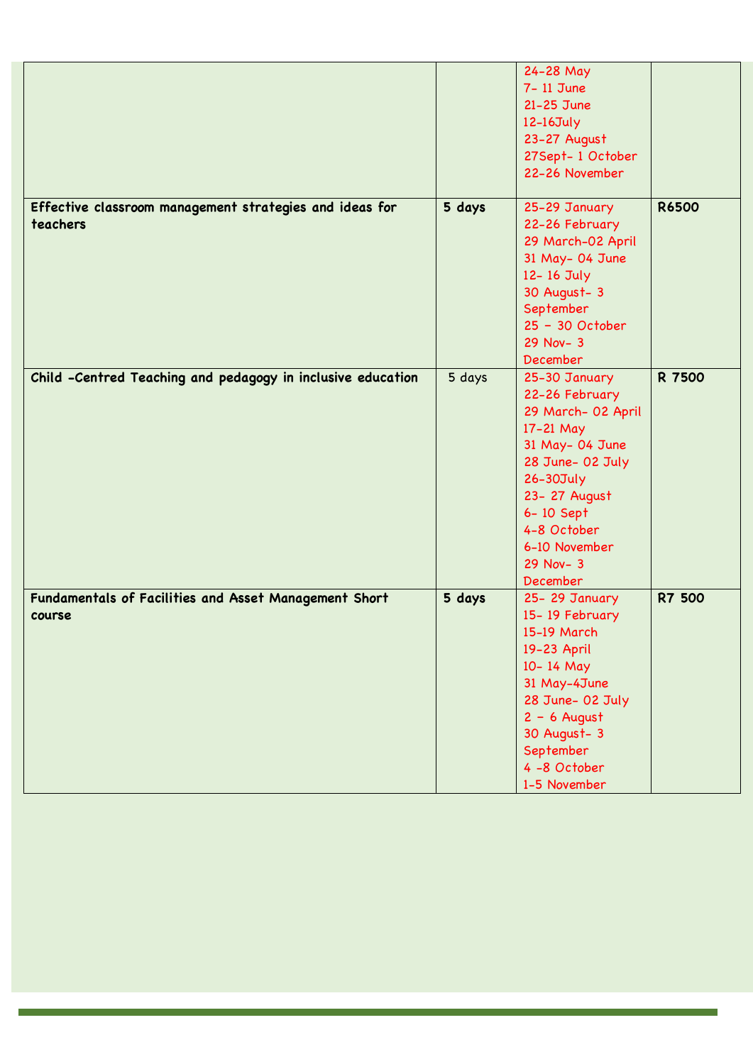| | | | |
|---|---|---|---|
| | | 24-28 May<br>7- 11 June<br>21-25 June<br>12-16July<br>23-27 August<br>27Sept- 1 October<br>22-26 November | |
| **Effective classroom management strategies and ideas for teachers** | **5 days** | 25-29 January<br>22-26 February<br>29 March-02 April<br>31 May- 04 June<br>12- 16 July<br>30 August- 3 September<br>25 – 30 October<br>29 Nov- 3 December | **R6500** |
| **Child -Centred Teaching and pedagogy in inclusive education** | 5 days | 25-30 January<br>22-26 February<br>29 March- 02 April<br>17-21 May<br>31 May- 04 June<br>28 June- 02 July<br>26-30July<br>23- 27 August<br>6- 10 Sept<br>4-8 October<br>6-10 November<br>29 Nov- 3 December | **R 7500** |
| **Fundamentals of Facilities and Asset Management Short course** | **5 days** | 25- 29 January<br>15- 19 February<br>15-19 March<br>19-23 April<br>10- 14 May<br>31 May-4June<br>28 June- 02 July<br>2 – 6 August<br>30 August- 3 September<br>4 -8 October<br>1-5 November | **R7 500** |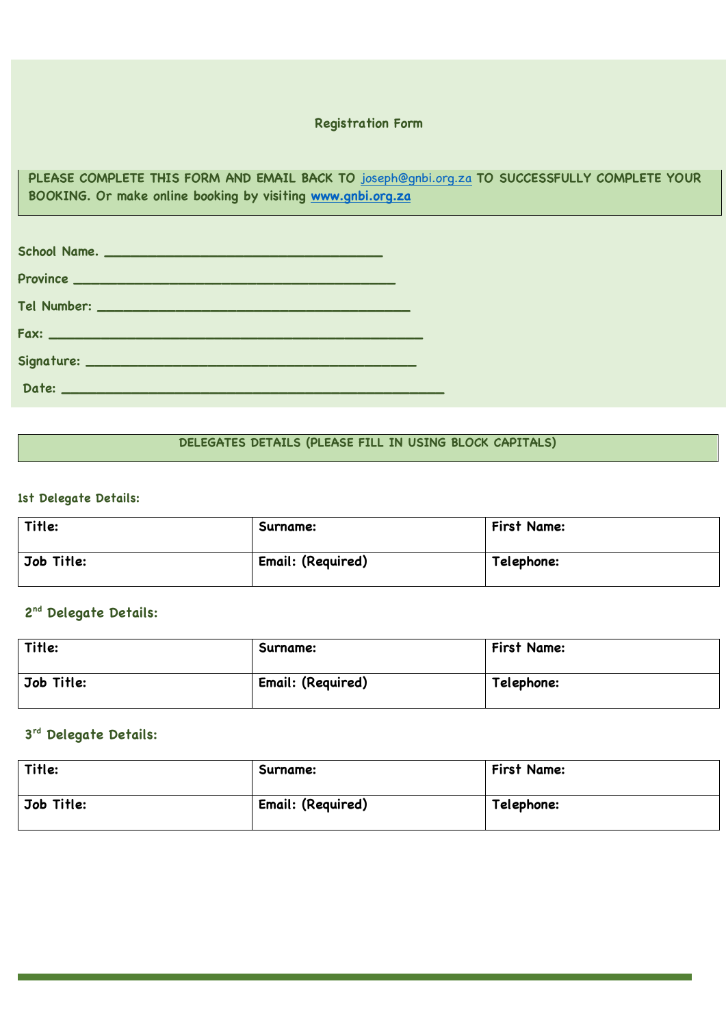# Registration Form

**PLEASE COMPLETE THIS FORM AND EMAIL BACK TO joseph@gnbi.org.za TO SUCCESSFULLY COMPLETE YOUR BOOKING. Or make online booking by visiting [www.gnbi.org.za](http://www.gnbi.org.za)**

School Name. ___________________________________

Province _________________________________________

Tel Number: ________________________________________

Fax: ______________________________________________

Signature: ___________________________________________

Date: _________________________________________________

## DELEGATES DETAILS (PLEASE FILL IN USING BLOCK CAPITALS)

### 1st Delegate Details:

| Title: | Surname: | First Name: |
|---|---|---|
| Job Title: | Email: (Required) | Telephone: |

### 2nd Delegate Details:

| Title: | Surname: | First Name: |
|---|---|---|
| Job Title: | Email: (Required) | Telephone: |

### 3rd Delegate Details:

| Title: | Surname: | First Name: |
|---|---|---|
| Job Title: | Email: (Required) | Telephone: |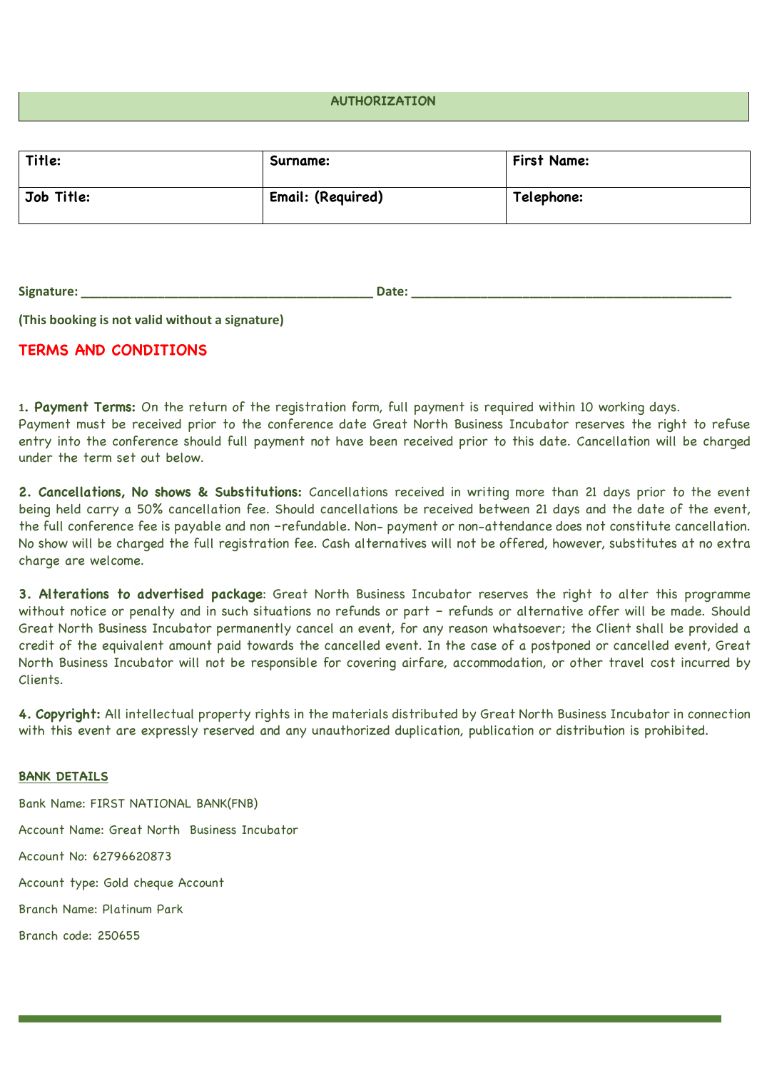## AUTHORIZATION

| | | |
|---|---|---|
| **Title:** | **Surname:** | **First Name:** |
| **Job Title:** | **Email: (Required)** | **Telephone:** |

**Signature: ________________________________________ Date: ____________________________________________**

**(This booking is not valid without a signature)**

## TERMS AND CONDITIONS

**1. Payment Terms:** On the return of the registration form, full payment is required within 10 working days. Payment must be received prior to the conference date Great North Business Incubator reserves the right to refuse entry into the conference should full payment not have been received prior to this date. Cancellation will be charged under the term set out below.

**2. Cancellations, No shows & Substitutions:** Cancellations received in writing more than 21 days prior to the event being held carry a 50% cancellation fee. Should cancellations be received between 21 days and the date of the event, the full conference fee is payable and non –refundable. Non- payment or non-attendance does not constitute cancellation. No show will be charged the full registration fee. Cash alternatives will not be offered, however, substitutes at no extra charge are welcome.

**3. Alterations to advertised package**: Great North Business Incubator reserves the right to alter this programme without notice or penalty and in such situations no refunds or part – refunds or alternative offer will be made. Should Great North Business Incubator permanently cancel an event, for any reason whatsoever; the Client shall be provided a credit of the equivalent amount paid towards the cancelled event. In the case of a postponed or cancelled event, Great North Business Incubator will not be responsible for covering airfare, accommodation, or other travel cost incurred by Clients.

**4. Copyright:** All intellectual property rights in the materials distributed by Great North Business Incubator in connection with this event are expressly reserved and any unauthorized duplication, publication or distribution is prohibited.

**BANK DETAILS**

Bank Name: FIRST NATIONAL BANK(FNB)

Account Name: Great North Business Incubator

Account No: 62796620873

Account type: Gold cheque Account

Branch Name: Platinum Park

Branch code: 250655